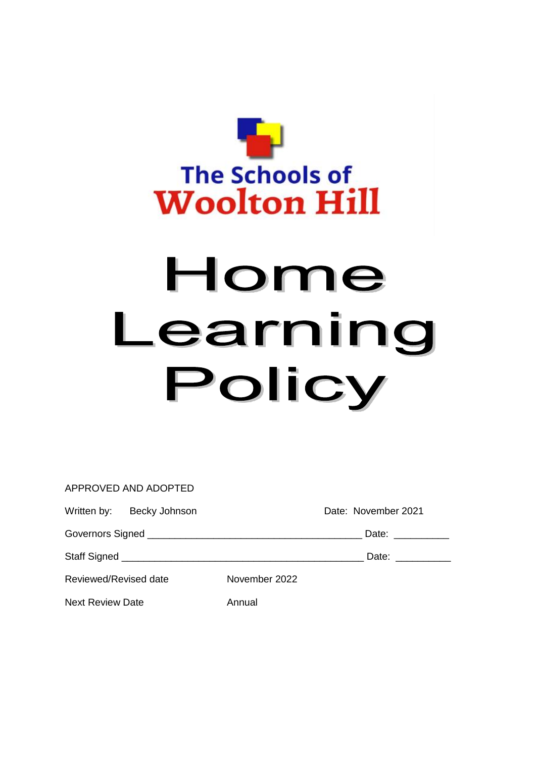The Schools of Woolton Hill

# Home Learning Policy

APPROVED AND ADOPTED

Written by: Becky Johnson Date: November 2021

Governors Signed ______________________________________ Date: __________

Staff Signed __________________________________________ Date: __________

Reviewed/Revised date November 2022

Next Review Date Annual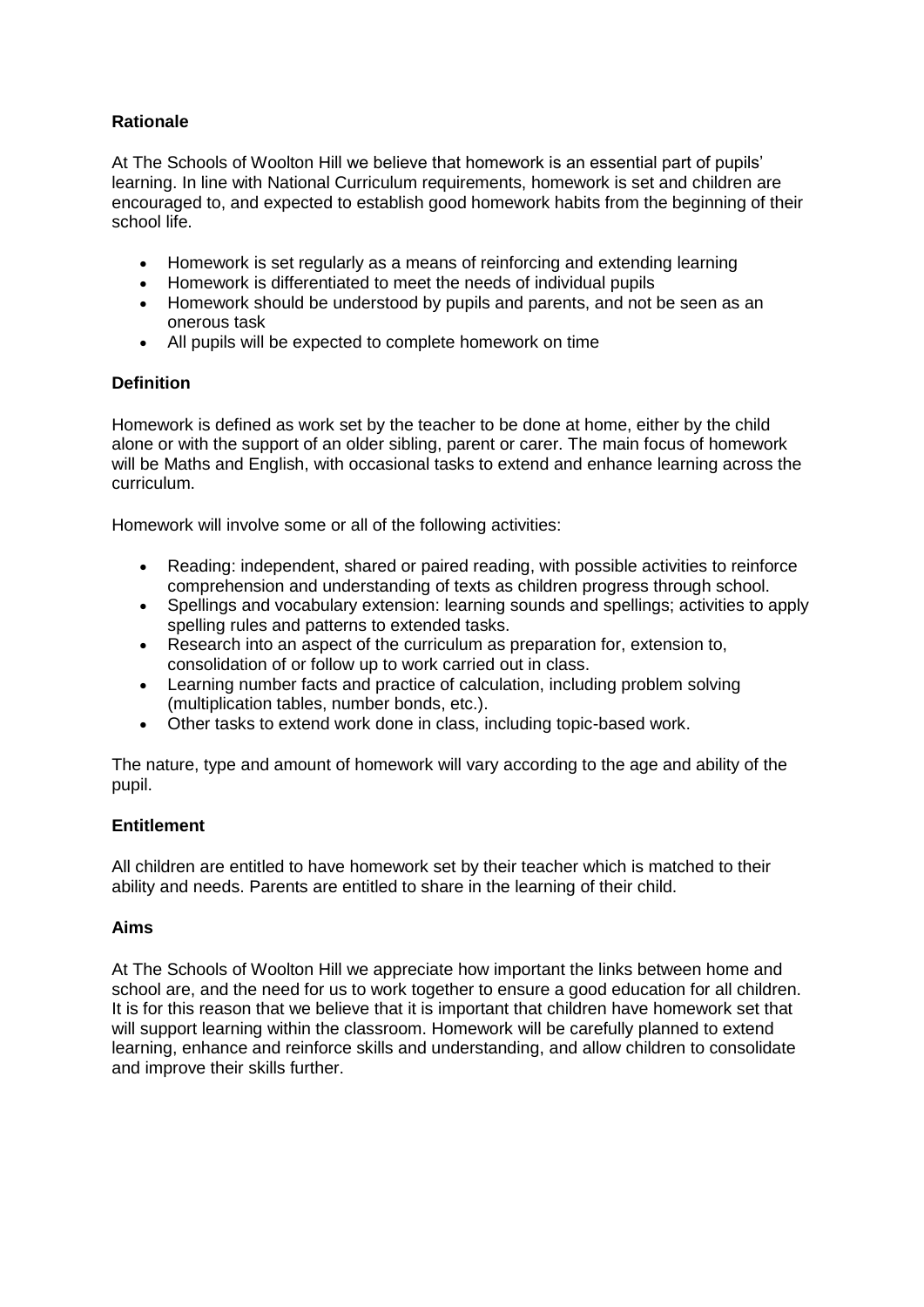**Rationale**

At The Schools of Woolton Hill we believe that homework is an essential part of pupils' learning. In line with National Curriculum requirements, homework is set and children are encouraged to, and expected to establish good homework habits from the beginning of their school life.

- Homework is set regularly as a means of reinforcing and extending learning
- Homework is differentiated to meet the needs of individual pupils
- Homework should be understood by pupils and parents, and not be seen as an onerous task
- All pupils will be expected to complete homework on time

**Definition**

Homework is defined as work set by the teacher to be done at home, either by the child alone or with the support of an older sibling, parent or carer. The main focus of homework will be Maths and English, with occasional tasks to extend and enhance learning across the curriculum.

Homework will involve some or all of the following activities:

- Reading: independent, shared or paired reading, with possible activities to reinforce comprehension and understanding of texts as children progress through school.
- Spellings and vocabulary extension: learning sounds and spellings; activities to apply spelling rules and patterns to extended tasks.
- Research into an aspect of the curriculum as preparation for, extension to, consolidation of or follow up to work carried out in class.
- Learning number facts and practice of calculation, including problem solving (multiplication tables, number bonds, etc.).
- Other tasks to extend work done in class, including topic-based work.

The nature, type and amount of homework will vary according to the age and ability of the pupil.

**Entitlement**

All children are entitled to have homework set by their teacher which is matched to their ability and needs. Parents are entitled to share in the learning of their child.

**Aims**

At The Schools of Woolton Hill we appreciate how important the links between home and school are, and the need for us to work together to ensure a good education for all children. It is for this reason that we believe that it is important that children have homework set that will support learning within the classroom. Homework will be carefully planned to extend learning, enhance and reinforce skills and understanding, and allow children to consolidate and improve their skills further.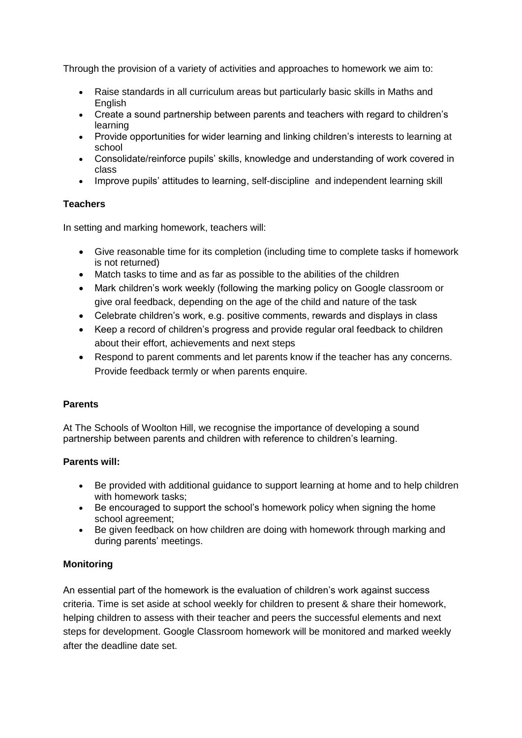Through the provision of a variety of activities and approaches to homework we aim to:

- Raise standards in all curriculum areas but particularly basic skills in Maths and English
- Create a sound partnership between parents and teachers with regard to children's learning
- Provide opportunities for wider learning and linking children's interests to learning at school
- Consolidate/reinforce pupils' skills, knowledge and understanding of work covered in class
- Improve pupils' attitudes to learning, self-discipline and independent learning skill

**Teachers**

In setting and marking homework, teachers will:

- Give reasonable time for its completion (including time to complete tasks if homework is not returned)
- Match tasks to time and as far as possible to the abilities of the children
- Mark children's work weekly (following the marking policy on Google classroom or give oral feedback, depending on the age of the child and nature of the task
- Celebrate children's work, e.g. positive comments, rewards and displays in class
- Keep a record of children's progress and provide regular oral feedback to children about their effort, achievements and next steps
- Respond to parent comments and let parents know if the teacher has any concerns. Provide feedback termly or when parents enquire.

**Parents**

At The Schools of Woolton Hill, we recognise the importance of developing a sound partnership between parents and children with reference to children's learning.

**Parents will:**

- Be provided with additional guidance to support learning at home and to help children with homework tasks;
- Be encouraged to support the school's homework policy when signing the home school agreement;
- Be given feedback on how children are doing with homework through marking and during parents' meetings.

**Monitoring**

An essential part of the homework is the evaluation of children's work against success criteria. Time is set aside at school weekly for children to present & share their homework, helping children to assess with their teacher and peers the successful elements and next steps for development. Google Classroom homework will be monitored and marked weekly after the deadline date set.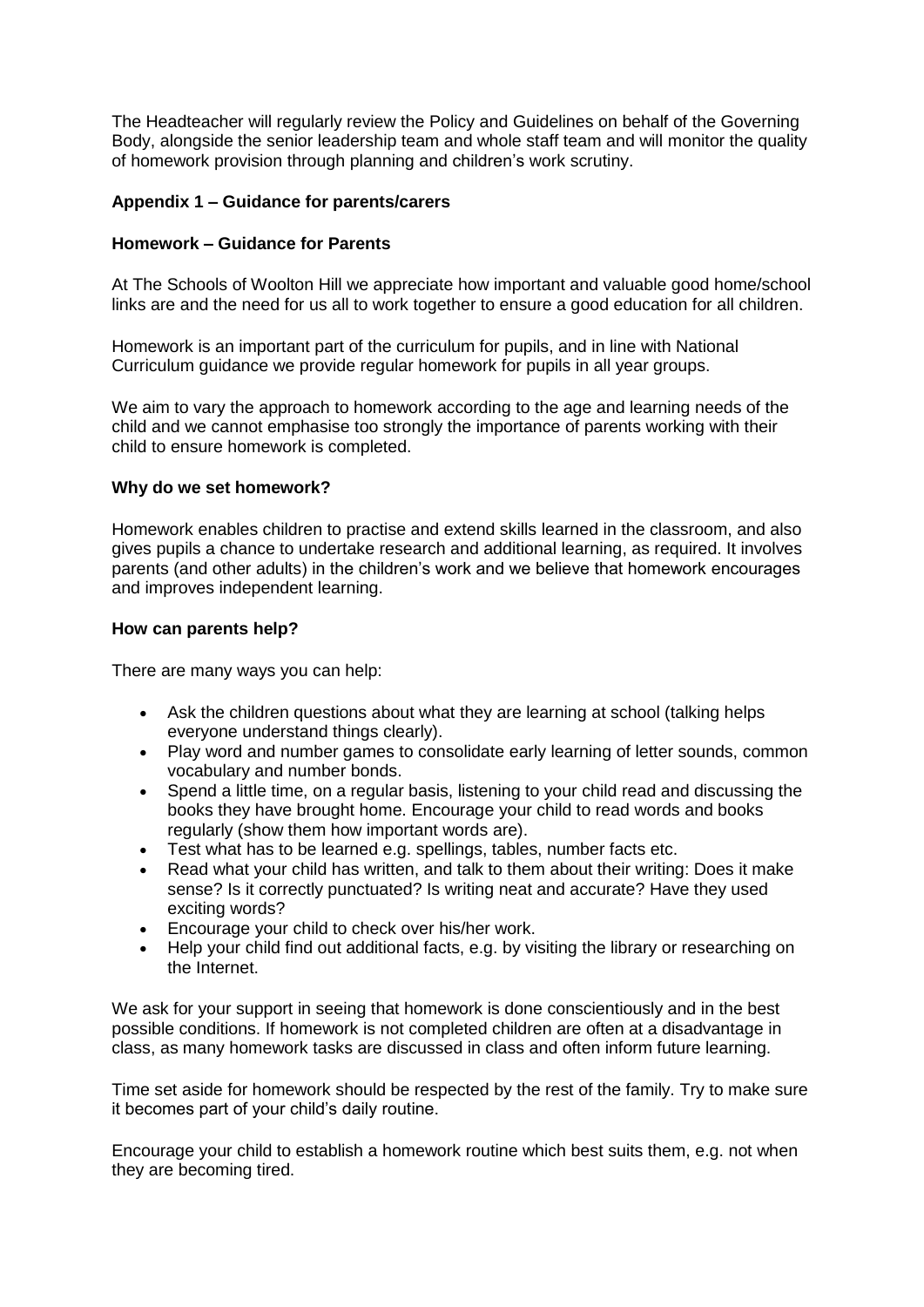The Headteacher will regularly review the Policy and Guidelines on behalf of the Governing Body, alongside the senior leadership team and whole staff team and will monitor the quality of homework provision through planning and children's work scrutiny.

## Appendix 1 – Guidance for parents/carers

### Homework – Guidance for Parents

At The Schools of Woolton Hill we appreciate how important and valuable good home/school links are and the need for us all to work together to ensure a good education for all children.

Homework is an important part of the curriculum for pupils, and in line with National Curriculum guidance we provide regular homework for pupils in all year groups.

We aim to vary the approach to homework according to the age and learning needs of the child and we cannot emphasise too strongly the importance of parents working with their child to ensure homework is completed.

### Why do we set homework?

Homework enables children to practise and extend skills learned in the classroom, and also gives pupils a chance to undertake research and additional learning, as required. It involves parents (and other adults) in the children's work and we believe that homework encourages and improves independent learning.

### How can parents help?

There are many ways you can help:

- Ask the children questions about what they are learning at school (talking helps everyone understand things clearly).
- Play word and number games to consolidate early learning of letter sounds, common vocabulary and number bonds.
- Spend a little time, on a regular basis, listening to your child read and discussing the books they have brought home. Encourage your child to read words and books regularly (show them how important words are).
- Test what has to be learned e.g. spellings, tables, number facts etc.
- Read what your child has written, and talk to them about their writing: Does it make sense? Is it correctly punctuated? Is writing neat and accurate? Have they used exciting words?
- Encourage your child to check over his/her work.
- Help your child find out additional facts, e.g. by visiting the library or researching on the Internet.

We ask for your support in seeing that homework is done conscientiously and in the best possible conditions. If homework is not completed children are often at a disadvantage in class, as many homework tasks are discussed in class and often inform future learning.

Time set aside for homework should be respected by the rest of the family. Try to make sure it becomes part of your child's daily routine.

Encourage your child to establish a homework routine which best suits them, e.g. not when they are becoming tired.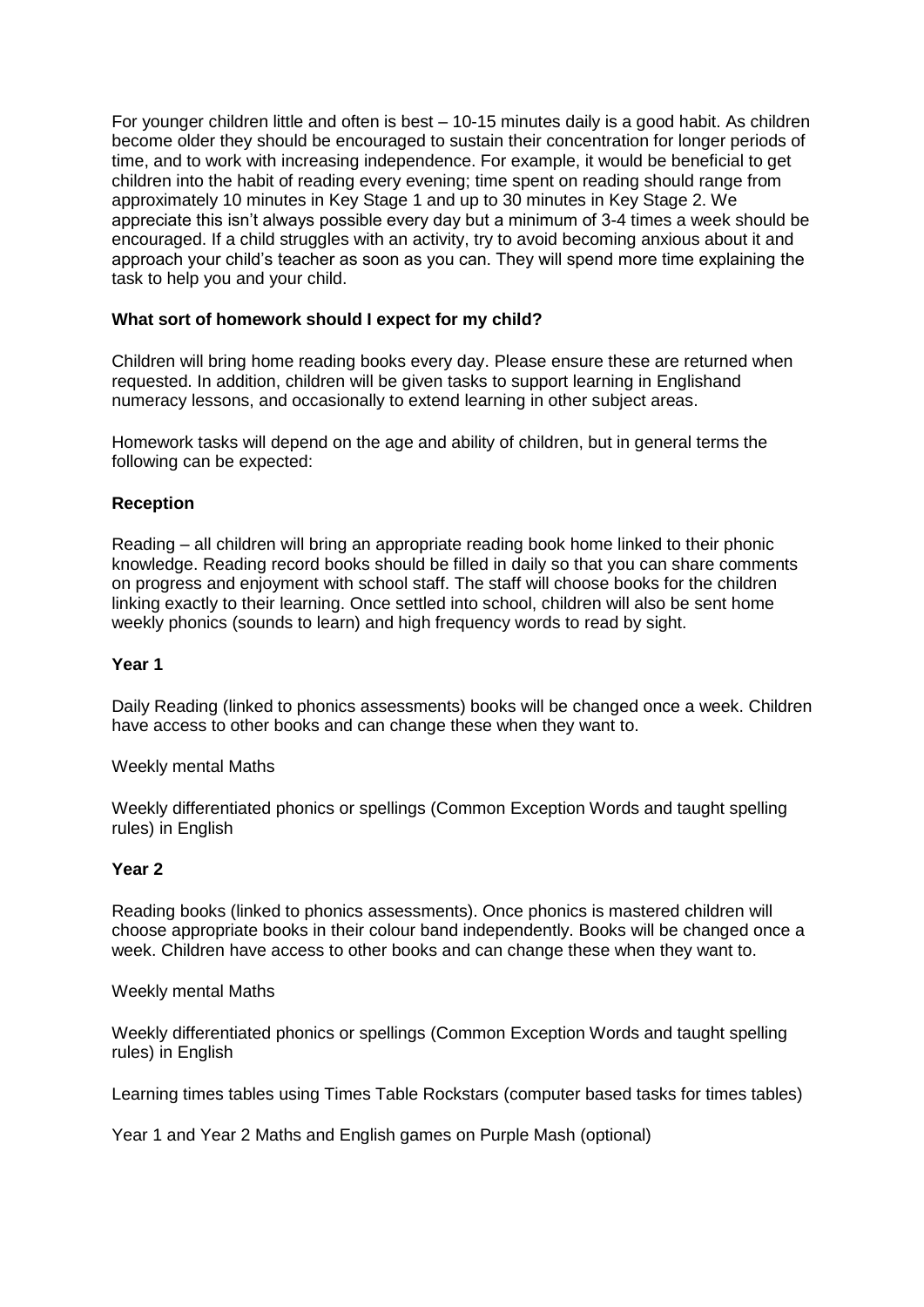For younger children little and often is best – 10-15 minutes daily is a good habit. As children become older they should be encouraged to sustain their concentration for longer periods of time, and to work with increasing independence. For example, it would be beneficial to get children into the habit of reading every evening; time spent on reading should range from approximately 10 minutes in Key Stage 1 and up to 30 minutes in Key Stage 2. We appreciate this isn't always possible every day but a minimum of 3-4 times a week should be encouraged. If a child struggles with an activity, try to avoid becoming anxious about it and approach your child's teacher as soon as you can. They will spend more time explaining the task to help you and your child.

**What sort of homework should I expect for my child?**

Children will bring home reading books every day. Please ensure these are returned when requested. In addition, children will be given tasks to support learning in Englishand numeracy lessons, and occasionally to extend learning in other subject areas.

Homework tasks will depend on the age and ability of children, but in general terms the following can be expected:

**Reception**

Reading – all children will bring an appropriate reading book home linked to their phonic knowledge. Reading record books should be filled in daily so that you can share comments on progress and enjoyment with school staff. The staff will choose books for the children linking exactly to their learning. Once settled into school, children will also be sent home weekly phonics (sounds to learn) and high frequency words to read by sight.

**Year 1**

Daily Reading (linked to phonics assessments) books will be changed once a week. Children have access to other books and can change these when they want to.

Weekly mental Maths

Weekly differentiated phonics or spellings (Common Exception Words and taught spelling rules) in English

**Year 2**

Reading books (linked to phonics assessments). Once phonics is mastered children will choose appropriate books in their colour band independently. Books will be changed once a week. Children have access to other books and can change these when they want to.

Weekly mental Maths

Weekly differentiated phonics or spellings (Common Exception Words and taught spelling rules) in English

Learning times tables using Times Table Rockstars (computer based tasks for times tables)

Year 1 and Year 2 Maths and English games on Purple Mash (optional)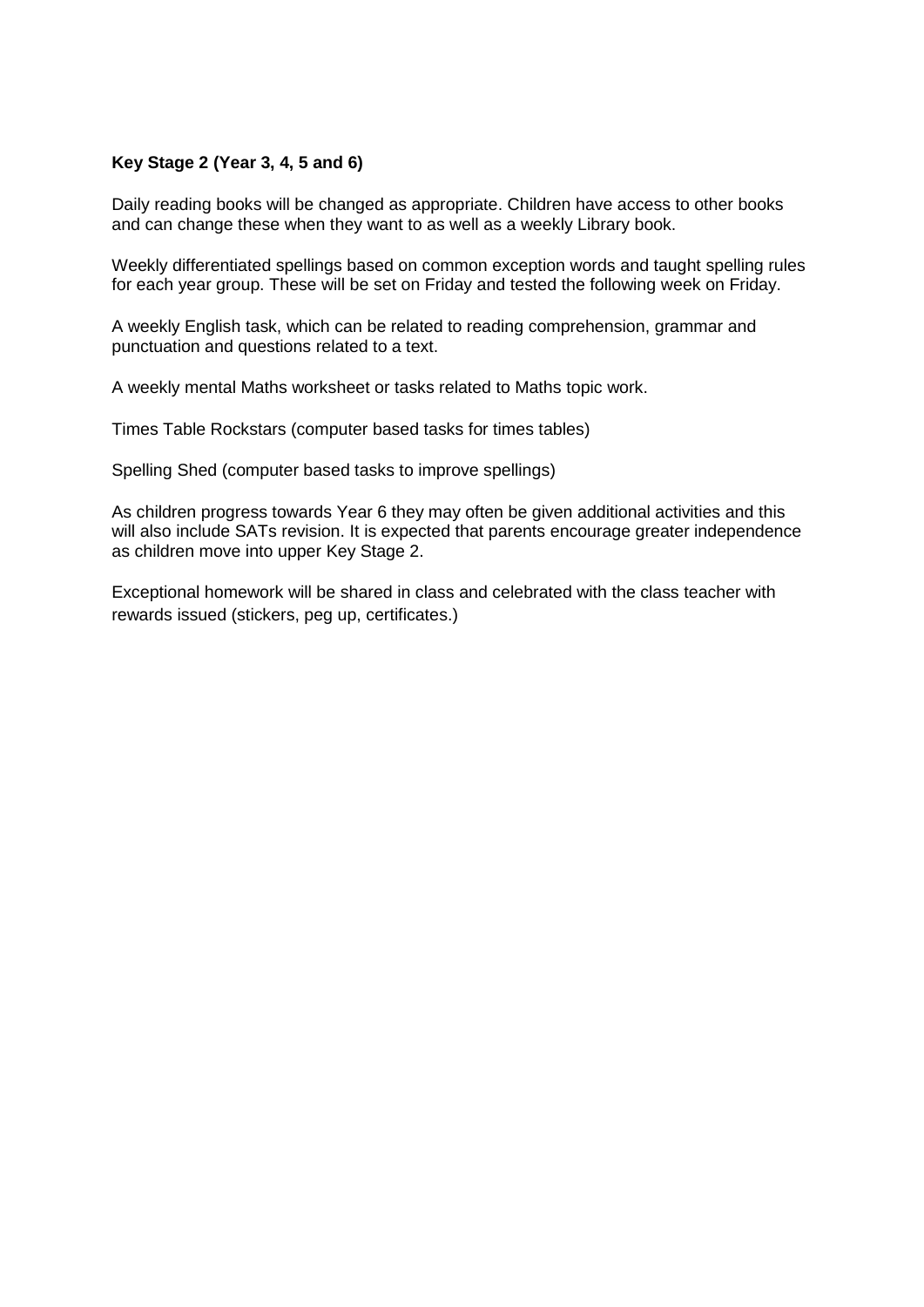**Key Stage 2 (Year 3, 4, 5 and 6)**

Daily reading books will be changed as appropriate. Children have access to other books and can change these when they want to as well as a weekly Library book.

Weekly differentiated spellings based on common exception words and taught spelling rules for each year group. These will be set on Friday and tested the following week on Friday.

A weekly English task, which can be related to reading comprehension, grammar and punctuation and questions related to a text.

A weekly mental Maths worksheet or tasks related to Maths topic work.

Times Table Rockstars (computer based tasks for times tables)

Spelling Shed (computer based tasks to improve spellings)

As children progress towards Year 6 they may often be given additional activities and this will also include SATs revision. It is expected that parents encourage greater independence as children move into upper Key Stage 2.

Exceptional homework will be shared in class and celebrated with the class teacher with rewards issued (stickers, peg up, certificates.)